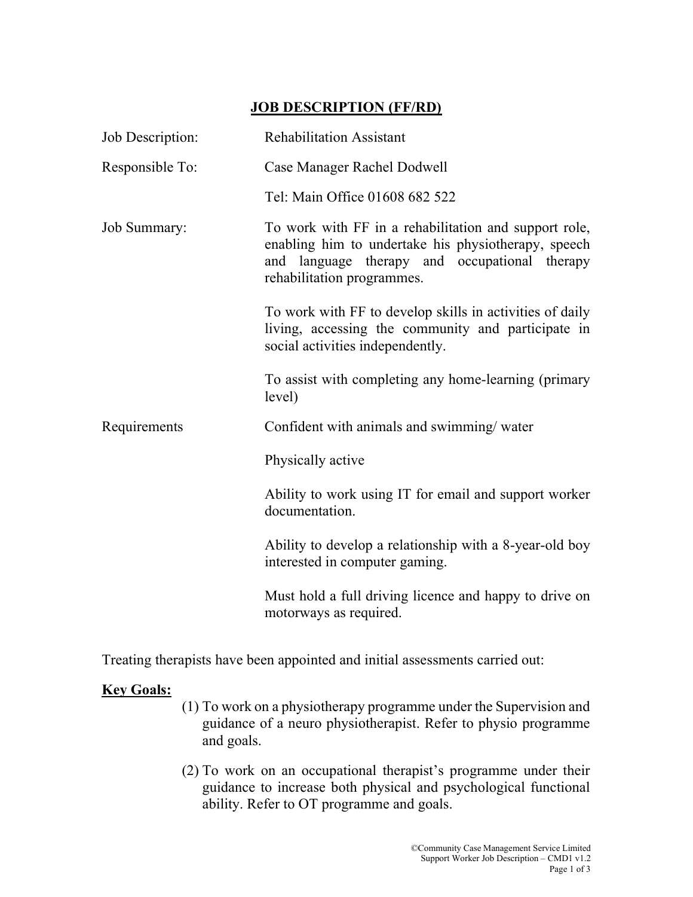# JOB DESCRIPTION (FF/RD)

**Job Description:** Rehabilitation Assistant

**Responsible To:** Case Manager Rachel Dodwell

Tel: Main Office 01608 682 522

**Job Summary:**

To work with FF in a rehabilitation and support role, enabling him to undertake his physiotherapy, speech and language therapy and occupational therapy rehabilitation programmes.

To work with FF to develop skills in activities of daily living, accessing the community and participate in social activities independently.

To assist with completing any home-learning (primary level)

**Requirements**

Confident with animals and swimming/ water

Physically active

Ability to work using IT for email and support worker documentation.

Ability to develop a relationship with a 8-year-old boy interested in computer gaming.

Must hold a full driving licence and happy to drive on motorways as required.

Treating therapists have been appointed and initial assessments carried out:

**Key Goals:**

(1) To work on a physiotherapy programme under the Supervision and guidance of a neuro physiotherapist. Refer to physio programme and goals.

(2) To work on an occupational therapist's programme under their guidance to increase both physical and psychological functional ability. Refer to OT programme and goals.

©Community Case Management Service Limited
Support Worker Job Description – CMD1 v1.2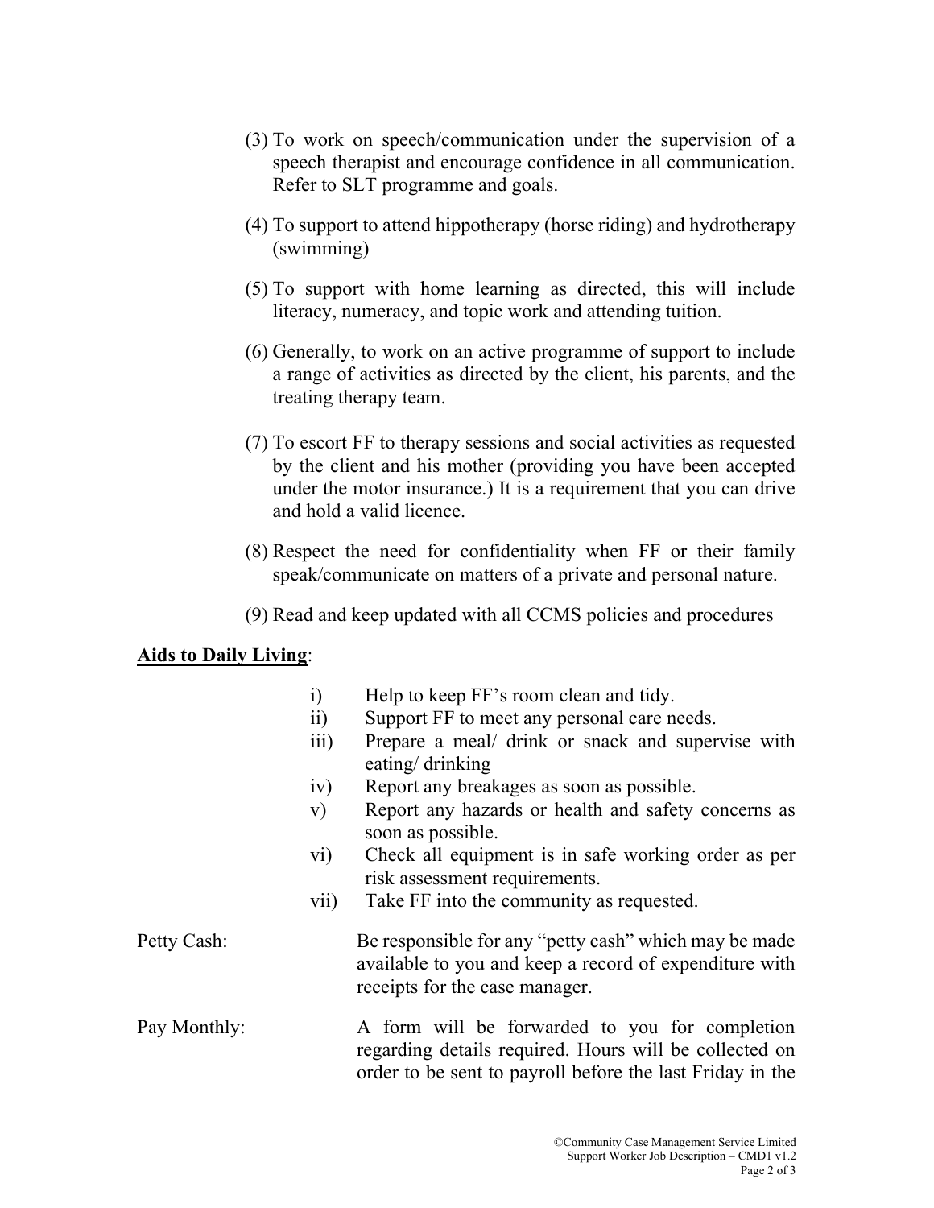(3) To work on speech/communication under the supervision of a speech therapist and encourage confidence in all communication. Refer to SLT programme and goals.

(4) To support to attend hippotherapy (horse riding) and hydrotherapy (swimming)

(5) To support with home learning as directed, this will include literacy, numeracy, and topic work and attending tuition.

(6) Generally, to work on an active programme of support to include a range of activities as directed by the client, his parents, and the treating therapy team.

(7) To escort FF to therapy sessions and social activities as requested by the client and his mother (providing you have been accepted under the motor insurance.) It is a requirement that you can drive and hold a valid licence.

(8) Respect the need for confidentiality when FF or their family speak/communicate on matters of a private and personal nature.

(9) Read and keep updated with all CCMS policies and procedures

**<u>Aids to Daily Living</u>**:

i) Help to keep FF's room clean and tidy.
ii) Support FF to meet any personal care needs.
iii) Prepare a meal/ drink or snack and supervise with eating/ drinking
iv) Report any breakages as soon as possible.
v) Report any hazards or health and safety concerns as soon as possible.
vi) Check all equipment is in safe working order as per risk assessment requirements.
vii) Take FF into the community as requested.

Petty Cash: Be responsible for any "petty cash" which may be made available to you and keep a record of expenditure with receipts for the case manager.

Pay Monthly: A form will be forwarded to you for completion regarding details required. Hours will be collected on order to be sent to payroll before the last Friday in the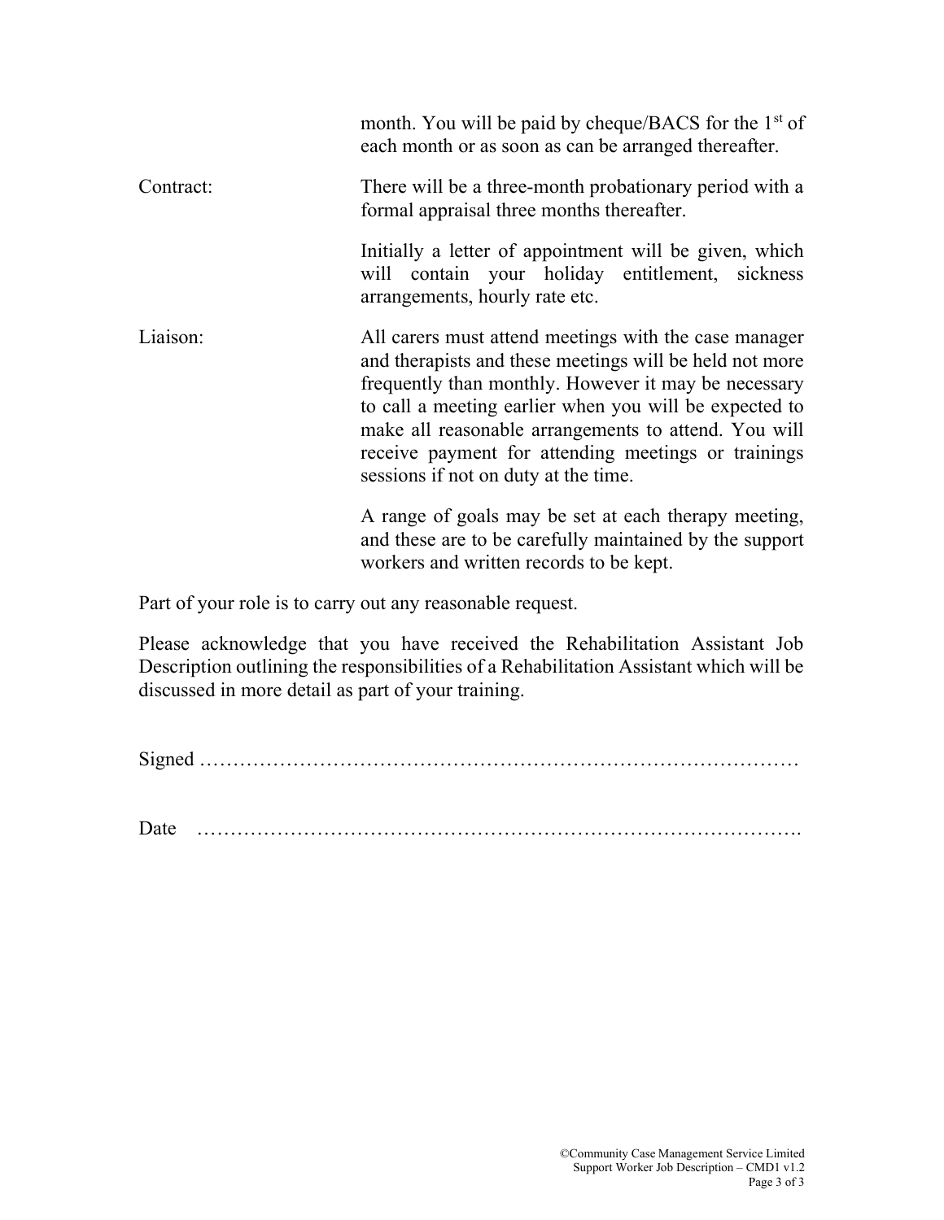month. You will be paid by cheque/BACS for the 1st of each month or as soon as can be arranged thereafter.

| | |
|---|---|
| Contract: | There will be a three-month probationary period with a formal appraisal three months thereafter. |
| | Initially a letter of appointment will be given, which will contain your holiday entitlement, sickness arrangements, hourly rate etc. |
| Liaison: | All carers must attend meetings with the case manager and therapists and these meetings will be held not more frequently than monthly. However it may be necessary to call a meeting earlier when you will be expected to make all reasonable arrangements to attend. You will receive payment for attending meetings or trainings sessions if not on duty at the time. |
| | A range of goals may be set at each therapy meeting, and these are to be carefully maintained by the support workers and written records to be kept. |

Part of your role is to carry out any reasonable request.

Please acknowledge that you have received the Rehabilitation Assistant Job Description outlining the responsibilities of a Rehabilitation Assistant which will be discussed in more detail as part of your training.

Signed ………………………………………………………………………………

Date ……………………………………………………………………………….

©Community Case Management Service Limited
Support Worker Job Description – CMD1 v1.2